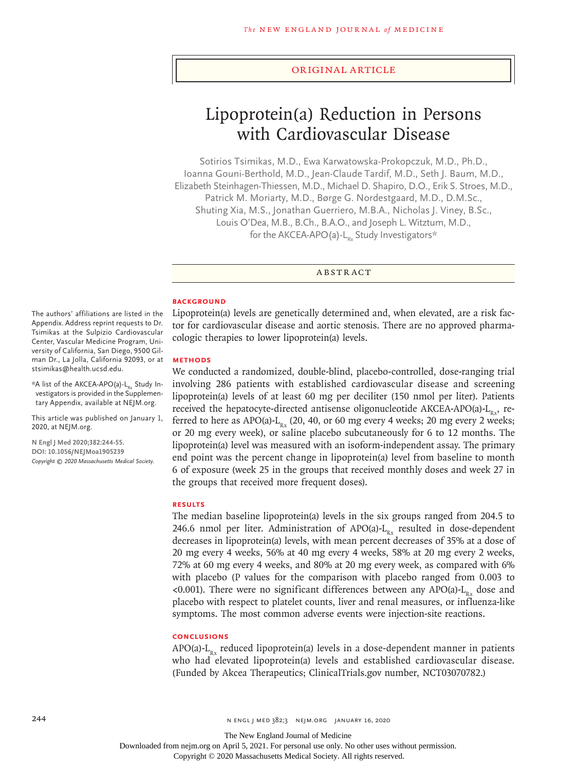ORIGINAL ARTICLE

# Lipoprotein(a) Reduction in Persons with Cardiovascular Disease

Sotirios Tsimikas, M.D., Ewa Karwatowska-Prokopczuk, M.D., Ph.D., Ioanna Gouni-Berthold, M.D., Jean-Claude Tardif, M.D., Seth J. Baum, M.D., Elizabeth Steinhagen-Thiessen, M.D., Michael D. Shapiro, D.O., Erik S. Stroes, M.D., Patrick M. Moriarty, M.D., Børge G. Nordestgaard, M.D., D.M.Sc., Shuting Xia, M.S., Jonathan Guerriero, M.B.A., Nicholas J. Viney, B.Sc., Louis O'Dea, M.B., B.Ch., B.A.O., and Joseph L. Witztum, M.D., for the AKCEA-APO(a)-$L_{Rx}$ Study Investigators*

The authors' affiliations are listed in the Appendix. Address reprint requests to Dr. Tsimikas at the Sulpizio Cardiovascular Center, Vascular Medicine Program, University of California, San Diego, 9500 Gilman Dr., La Jolla, California 92093, or at stsimikas@health.ucsd.edu.

*A list of the AKCEA-APO(a)-$L_{Rx}$ Study Investigators is provided in the Supplementary Appendix, available at NEJM.org.

This article was published on January 1, 2020, at NEJM.org.

N Engl J Med 2020;382:244-55.
DOI: 10.1056/NEJMoa1905239
Copyright © 2020 Massachusetts Medical Society.

## ABSTRACT

### BACKGROUND

Lipoprotein(a) levels are genetically determined and, when elevated, are a risk factor for cardiovascular disease and aortic stenosis. There are no approved pharmacologic therapies to lower lipoprotein(a) levels.

### METHODS

We conducted a randomized, double-blind, placebo-controlled, dose-ranging trial involving 286 patients with established cardiovascular disease and screening lipoprotein(a) levels of at least 60 mg per deciliter (150 nmol per liter). Patients received the hepatocyte-directed antisense oligonucleotide AKCEA-APO(a)-$L_{Rx}$, referred to here as APO(a)-$L_{Rx}$ (20, 40, or 60 mg every 4 weeks; 20 mg every 2 weeks; or 20 mg every week), or saline placebo subcutaneously for 6 to 12 months. The lipoprotein(a) level was measured with an isoform-independent assay. The primary end point was the percent change in lipoprotein(a) level from baseline to month 6 of exposure (week 25 in the groups that received monthly doses and week 27 in the groups that received more frequent doses).

### RESULTS

The median baseline lipoprotein(a) levels in the six groups ranged from 204.5 to 246.6 nmol per liter. Administration of APO(a)-$L_{Rx}$ resulted in dose-dependent decreases in lipoprotein(a) levels, with mean percent decreases of 35% at a dose of 20 mg every 4 weeks, 56% at 40 mg every 4 weeks, 58% at 20 mg every 2 weeks, 72% at 60 mg every 4 weeks, and 80% at 20 mg every week, as compared with 6% with placebo (P values for the comparison with placebo ranged from 0.003 to <0.001). There were no significant differences between any APO(a)-$L_{Rx}$ dose and placebo with respect to platelet counts, liver and renal measures, or influenza-like symptoms. The most common adverse events were injection-site reactions.

### CONCLUSIONS

APO(a)-$L_{Rx}$ reduced lipoprotein(a) levels in a dose-dependent manner in patients who had elevated lipoprotein(a) levels and established cardiovascular disease. (Funded by Akcea Therapeutics; ClinicalTrials.gov number, NCT03070782.)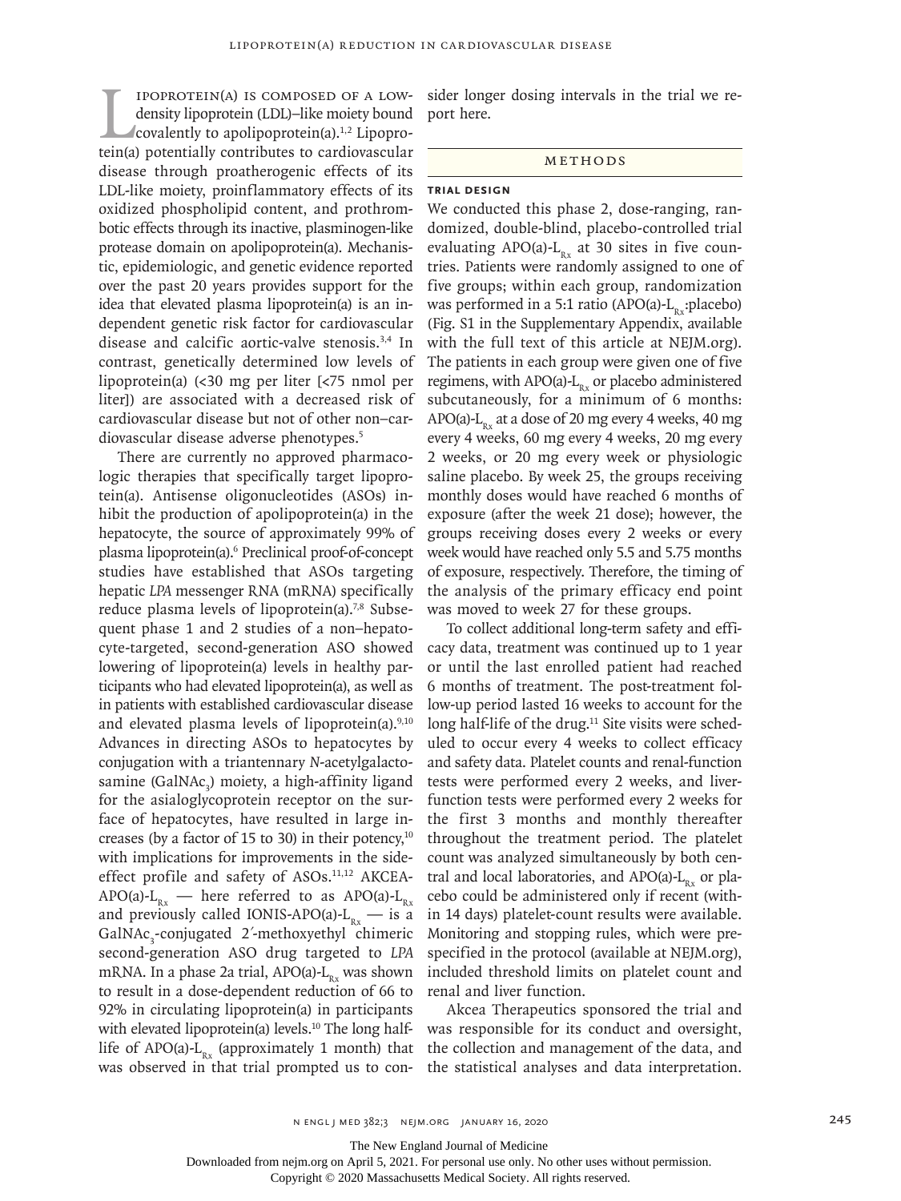Lipoprotein(a) is composed of a low-density lipoprotein (LDL)–like moiety bound covalently to apolipoprotein(a).[1,2] Lipoprotein(a) potentially contributes to cardiovascular disease through proatherogenic effects of its LDL-like moiety, proinflammatory effects of its oxidized phospholipid content, and prothrombotic effects through its inactive, plasminogen-like protease domain on apolipoprotein(a). Mechanistic, epidemiologic, and genetic evidence reported over the past 20 years provides support for the idea that elevated plasma lipoprotein(a) is an independent genetic risk factor for cardiovascular disease and calcific aortic-valve stenosis.[3,4] In contrast, genetically determined low levels of lipoprotein(a) (<30 mg per liter [<75 nmol per liter]) are associated with a decreased risk of cardiovascular disease but not of other non–cardiovascular disease adverse phenotypes.[5]

There are currently no approved pharmacologic therapies that specifically target lipoprotein(a). Antisense oligonucleotides (ASOs) inhibit the production of apolipoprotein(a) in the hepatocyte, the source of approximately 99% of plasma lipoprotein(a).[6] Preclinical proof-of-concept studies have established that ASOs targeting hepatic *LPA* messenger RNA (mRNA) specifically reduce plasma levels of lipoprotein(a).[7,8] Subsequent phase 1 and 2 studies of a non–hepatocyte-targeted, second-generation ASO showed lowering of lipoprotein(a) levels in healthy participants who had elevated lipoprotein(a), as well as in patients with established cardiovascular disease and elevated plasma levels of lipoprotein(a).[9,10] Advances in directing ASOs to hepatocytes by conjugation with a triantennary *N*-acetylgalactosamine ($GalNAc_3$) moiety, a high-affinity ligand for the asialoglycoprotein receptor on the surface of hepatocytes, have resulted in large increases (by a factor of 15 to 30) in their potency,[10] with implications for improvements in the side-effect profile and safety of ASOs.[11,12] AKCEA-APO(a)-$L_{Rx}$ — here referred to as APO(a)-$L_{Rx}$ and previously called IONIS-APO(a)-$L_{Rx}$ — is a $GalNAc_3$-conjugated 2′-methoxyethyl chimeric second-generation ASO drug targeted to *LPA* mRNA. In a phase 2a trial, APO(a)-$L_{Rx}$ was shown to result in a dose-dependent reduction of 66 to 92% in circulating lipoprotein(a) in participants with elevated lipoprotein(a) levels.[10] The long half-life of APO(a)-$L_{Rx}$ (approximately 1 month) that was observed in that trial prompted us to consider longer dosing intervals in the trial we report here.

## Methods

### Trial Design

We conducted this phase 2, dose-ranging, randomized, double-blind, placebo-controlled trial evaluating APO(a)-$L_{Rx}$ at 30 sites in five countries. Patients were randomly assigned to one of five groups; within each group, randomization was performed in a 5:1 ratio (APO(a)-$L_{Rx}$:placebo) (Fig. S1 in the Supplementary Appendix, available with the full text of this article at NEJM.org). The patients in each group were given one of five regimens, with APO(a)-$L_{Rx}$ or placebo administered subcutaneously, for a minimum of 6 months: APO(a)-$L_{Rx}$ at a dose of 20 mg every 4 weeks, 40 mg every 4 weeks, 60 mg every 4 weeks, 20 mg every 2 weeks, or 20 mg every week or physiologic saline placebo. By week 25, the groups receiving monthly doses would have reached 6 months of exposure (after the week 21 dose); however, the groups receiving doses every 2 weeks or every week would have reached only 5.5 and 5.75 months of exposure, respectively. Therefore, the timing of the analysis of the primary efficacy end point was moved to week 27 for these groups.

To collect additional long-term safety and efficacy data, treatment was continued up to 1 year or until the last enrolled patient had reached 6 months of treatment. The post-treatment follow-up period lasted 16 weeks to account for the long half-life of the drug.[11] Site visits were scheduled to occur every 4 weeks to collect efficacy and safety data. Platelet counts and renal-function tests were performed every 2 weeks, and liver-function tests were performed every 2 weeks for the first 3 months and monthly thereafter throughout the treatment period. The platelet count was analyzed simultaneously by both central and local laboratories, and APO(a)-$L_{Rx}$ or placebo could be administered only if recent (within 14 days) platelet-count results were available. Monitoring and stopping rules, which were prespecified in the protocol (available at NEJM.org), included threshold limits on platelet count and renal and liver function.

Akcea Therapeutics sponsored the trial and was responsible for its conduct and oversight, the collection and management of the data, and the statistical analyses and data interpretation.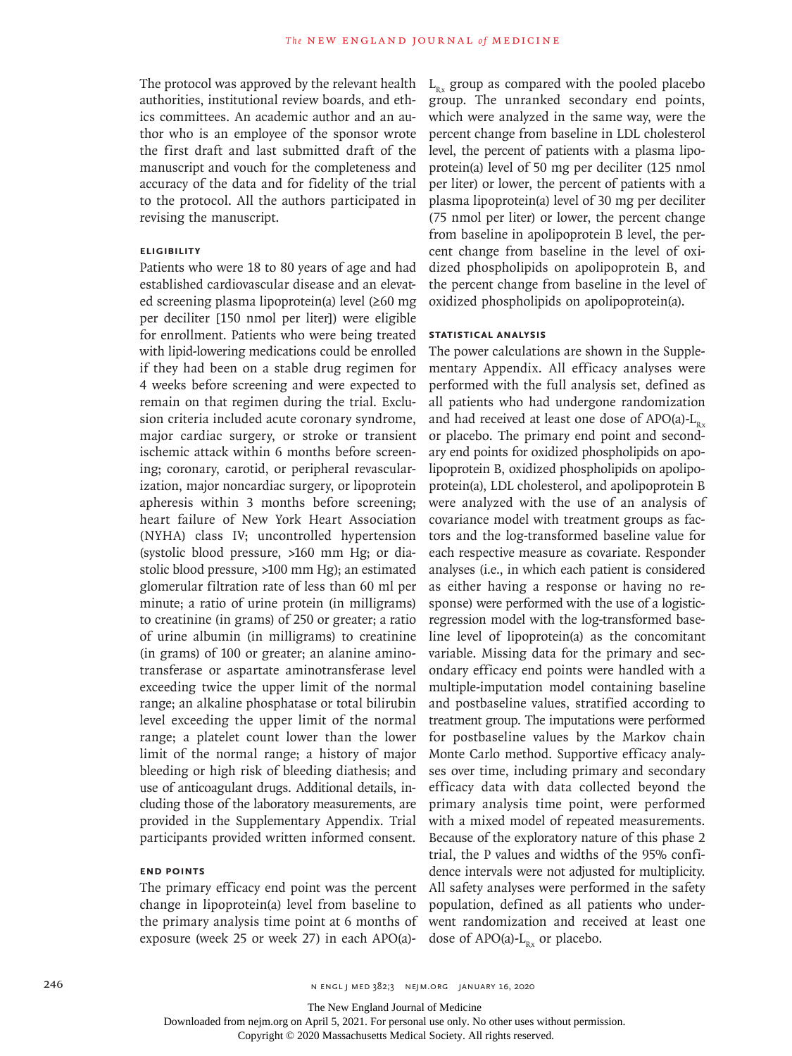The protocol was approved by the relevant health authorities, institutional review boards, and ethics committees. An academic author and an author who is an employee of the sponsor wrote the first draft and last submitted draft of the manuscript and vouch for the completeness and accuracy of the data and for fidelity of the trial to the protocol. All the authors participated in revising the manuscript.

### Eligibility

Patients who were 18 to 80 years of age and had established cardiovascular disease and an elevated screening plasma lipoprotein(a) level (≥60 mg per deciliter [150 nmol per liter]) were eligible for enrollment. Patients who were being treated with lipid-lowering medications could be enrolled if they had been on a stable drug regimen for 4 weeks before screening and were expected to remain on that regimen during the trial. Exclusion criteria included acute coronary syndrome, major cardiac surgery, or stroke or transient ischemic attack within 6 months before screening; coronary, carotid, or peripheral revascularization, major noncardiac surgery, or lipoprotein apheresis within 3 months before screening; heart failure of New York Heart Association (NYHA) class IV; uncontrolled hypertension (systolic blood pressure, >160 mm Hg; or diastolic blood pressure, >100 mm Hg); an estimated glomerular filtration rate of less than 60 ml per minute; a ratio of urine protein (in milligrams) to creatinine (in grams) of 250 or greater; a ratio of urine albumin (in milligrams) to creatinine (in grams) of 100 or greater; an alanine aminotransferase or aspartate aminotransferase level exceeding twice the upper limit of the normal range; an alkaline phosphatase or total bilirubin level exceeding the upper limit of the normal range; a platelet count lower than the lower limit of the normal range; a history of major bleeding or high risk of bleeding diathesis; and use of anticoagulant drugs. Additional details, including those of the laboratory measurements, are provided in the Supplementary Appendix. Trial participants provided written informed consent.

### End Points

The primary efficacy end point was the percent change in lipoprotein(a) level from baseline to the primary analysis time point at 6 months of exposure (week 25 or week 27) in each APO(a)-$L_{Rx}$ group as compared with the pooled placebo group. The unranked secondary end points, which were analyzed in the same way, were the percent change from baseline in LDL cholesterol level, the percent of patients with a plasma lipoprotein(a) level of 50 mg per deciliter (125 nmol per liter) or lower, the percent of patients with a plasma lipoprotein(a) level of 30 mg per deciliter (75 nmol per liter) or lower, the percent change from baseline in apolipoprotein B level, the percent change from baseline in the level of oxidized phospholipids on apolipoprotein B, and the percent change from baseline in the level of oxidized phospholipids on apolipoprotein(a).

### Statistical Analysis

The power calculations are shown in the Supplementary Appendix. All efficacy analyses were performed with the full analysis set, defined as all patients who had undergone randomization and had received at least one dose of APO(a)-$L_{Rx}$ or placebo. The primary end point and secondary end points for oxidized phospholipids on apolipoprotein B, oxidized phospholipids on apolipoprotein(a), LDL cholesterol, and apolipoprotein B were analyzed with the use of an analysis of covariance model with treatment groups as factors and the log-transformed baseline value for each respective measure as covariate. Responder analyses (i.e., in which each patient is considered as either having a response or having no response) were performed with the use of a logistic-regression model with the log-transformed baseline level of lipoprotein(a) as the concomitant variable. Missing data for the primary and secondary efficacy end points were handled with a multiple-imputation model containing baseline and postbaseline values, stratified according to treatment group. The imputations were performed for postbaseline values by the Markov chain Monte Carlo method. Supportive efficacy analyses over time, including primary and secondary efficacy data with data collected beyond the primary analysis time point, were performed with a mixed model of repeated measurements. Because of the exploratory nature of this phase 2 trial, the P values and widths of the 95% confidence intervals were not adjusted for multiplicity. All safety analyses were performed in the safety population, defined as all patients who underwent randomization and received at least one dose of APO(a)-$L_{Rx}$ or placebo.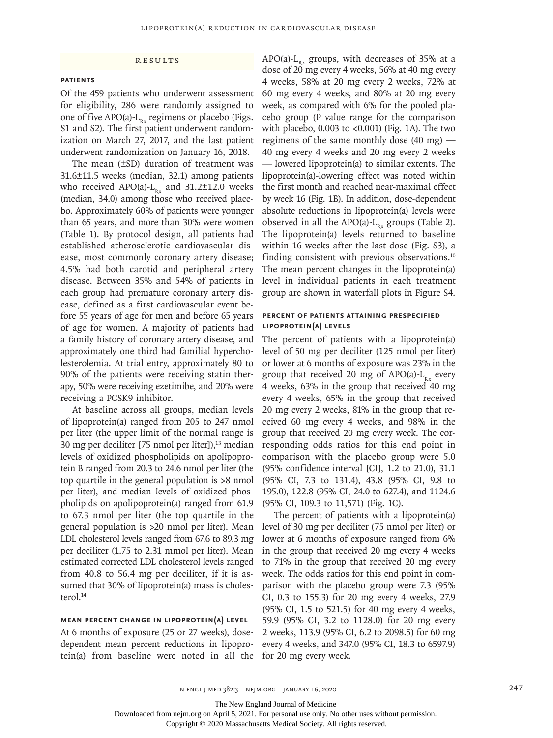## RESULTS

### PATIENTS

Of the 459 patients who underwent assessment for eligibility, 286 were randomly assigned to one of five APO(a)-$L_{Rx}$ regimens or placebo (Figs. S1 and S2). The first patient underwent randomization on March 27, 2017, and the last patient underwent randomization on January 16, 2018.

The mean (±SD) duration of treatment was 31.6±11.5 weeks (median, 32.1) among patients who received APO(a)-$L_{Rx}$ and 31.2±12.0 weeks (median, 34.0) among those who received placebo. Approximately 60% of patients were younger than 65 years, and more than 30% were women (Table 1). By protocol design, all patients had established atherosclerotic cardiovascular disease, most commonly coronary artery disease; 4.5% had both carotid and peripheral artery disease. Between 35% and 54% of patients in each group had premature coronary artery disease, defined as a first cardiovascular event before 55 years of age for men and before 65 years of age for women. A majority of patients had a family history of coronary artery disease, and approximately one third had familial hypercholesterolemia. At trial entry, approximately 80 to 90% of the patients were receiving statin therapy, 50% were receiving ezetimibe, and 20% were receiving a PCSK9 inhibitor.

At baseline across all groups, median levels of lipoprotein(a) ranged from 205 to 247 nmol per liter (the upper limit of the normal range is 30 mg per deciliter [75 nmol per liter]),[13] median levels of oxidized phospholipids on apolipoprotein B ranged from 20.3 to 24.6 nmol per liter (the top quartile in the general population is >8 nmol per liter), and median levels of oxidized phospholipids on apolipoprotein(a) ranged from 61.9 to 67.3 nmol per liter (the top quartile in the general population is >20 nmol per liter). Mean LDL cholesterol levels ranged from 67.6 to 89.3 mg per deciliter (1.75 to 2.31 mmol per liter). Mean estimated corrected LDL cholesterol levels ranged from 40.8 to 56.4 mg per deciliter, if it is assumed that 30% of lipoprotein(a) mass is cholesterol.[14]

### MEAN PERCENT CHANGE IN LIPOPROTEIN(A) LEVEL

At 6 months of exposure (25 or 27 weeks), dose-dependent mean percent reductions in lipoprotein(a) from baseline were noted in all the APO(a)-$L_{Rx}$ groups, with decreases of 35% at a dose of 20 mg every 4 weeks, 56% at 40 mg every 4 weeks, 58% at 20 mg every 2 weeks, 72% at 60 mg every 4 weeks, and 80% at 20 mg every week, as compared with 6% for the pooled placebo group (P value range for the comparison with placebo, 0.003 to <0.001) (Fig. 1A). The two regimens of the same monthly dose (40 mg) — 40 mg every 4 weeks and 20 mg every 2 weeks — lowered lipoprotein(a) to similar extents. The lipoprotein(a)-lowering effect was noted within the first month and reached near-maximal effect by week 16 (Fig. 1B). In addition, dose-dependent absolute reductions in lipoprotein(a) levels were observed in all the APO(a)-$L_{Rx}$ groups (Table 2). The lipoprotein(a) levels returned to baseline within 16 weeks after the last dose (Fig. S3), a finding consistent with previous observations.[10] The mean percent changes in the lipoprotein(a) level in individual patients in each treatment group are shown in waterfall plots in Figure S4.

### PERCENT OF PATIENTS ATTAINING PRESPECIFIED LIPOPROTEIN(A) LEVELS

The percent of patients with a lipoprotein(a) level of 50 mg per deciliter (125 nmol per liter) or lower at 6 months of exposure was 23% in the group that received 20 mg of APO(a)-$L_{Rx}$ every 4 weeks, 63% in the group that received 40 mg every 4 weeks, 65% in the group that received 20 mg every 2 weeks, 81% in the group that received 60 mg every 4 weeks, and 98% in the group that received 20 mg every week. The corresponding odds ratios for this end point in comparison with the placebo group were 5.0 (95% confidence interval [CI], 1.2 to 21.0), 31.1 (95% CI, 7.3 to 131.4), 43.8 (95% CI, 9.8 to 195.0), 122.8 (95% CI, 24.0 to 627.4), and 1124.6 (95% CI, 109.3 to 11,571) (Fig. 1C).

The percent of patients with a lipoprotein(a) level of 30 mg per deciliter (75 nmol per liter) or lower at 6 months of exposure ranged from 6% in the group that received 20 mg every 4 weeks to 71% in the group that received 20 mg every week. The odds ratios for this end point in comparison with the placebo group were 7.3 (95% CI, 0.3 to 155.3) for 20 mg every 4 weeks, 27.9 (95% CI, 1.5 to 521.5) for 40 mg every 4 weeks, 59.9 (95% CI, 3.2 to 1128.0) for 20 mg every 2 weeks, 113.9 (95% CI, 6.2 to 2098.5) for 60 mg every 4 weeks, and 347.0 (95% CI, 18.3 to 6597.9) for 20 mg every week.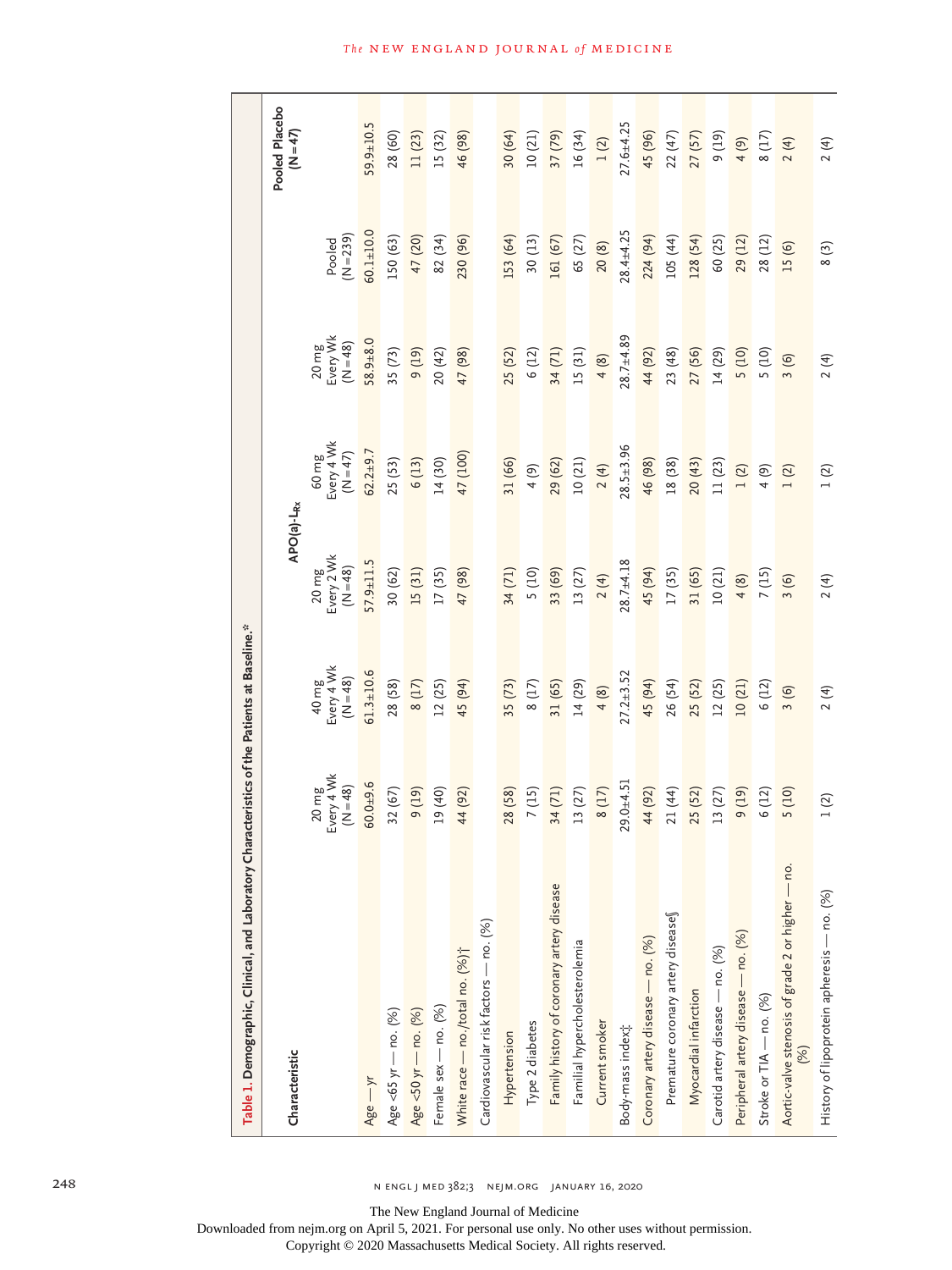**Table 1. Demographic, Clinical, and Laboratory Characteristics of the Patients at Baseline.***

| Characteristic | APO(a)-L$_{Rx}$ | | | | | | Pooled Placebo (N=47) |
|---|---|---|---|---|---|---|---|
| | 20 mg Every 4 Wk (N=48) | 40 mg Every 4 Wk (N=48) | 20 mg Every 2 Wk (N=48) | 60 mg Every 4 Wk (N=47) | 20 mg Every Wk (N=48) | Pooled (N=239) | |
| Age — yr | 60.0±9.6 | 61.3±10.6 | 57.9±11.5 | 62.2±9.7 | 58.9±8.0 | 60.1±10.0 | 59.9±10.5 |
| Age <65 yr — no. (%) | 32 (67) | 28 (58) | 30 (62) | 25 (53) | 35 (73) | 150 (63) | 28 (60) |
| Age <50 yr — no. (%) | 9 (19) | 8 (17) | 15 (31) | 6 (13) | 9 (19) | 47 (20) | 11 (23) |
| Female sex — no. (%) | 19 (40) | 12 (25) | 17 (35) | 14 (30) | 20 (42) | 82 (34) | 15 (32) |
| White race — no./total no. (%)† | 44 (92) | 45 (94) | 47 (98) | 47 (100) | 47 (98) | 230 (96) | 46 (98) |
| Cardiovascular risk factors — no. (%) | | | | | | | |
| Hypertension | 28 (58) | 35 (73) | 34 (71) | 31 (66) | 25 (52) | 153 (64) | 30 (64) |
| Type 2 diabetes | 7 (15) | 8 (17) | 5 (10) | 4 (9) | 6 (12) | 30 (13) | 10 (21) |
| Family history of coronary artery disease | 34 (71) | 31 (65) | 33 (69) | 29 (62) | 34 (71) | 161 (67) | 37 (79) |
| Familial hypercholesterolemia | 13 (27) | 14 (29) | 13 (27) | 10 (21) | 15 (31) | 65 (27) | 16 (34) |
| Current smoker | 8 (17) | 4 (8) | 2 (4) | 2 (4) | 4 (8) | 20 (8) | 1 (2) |
| Body-mass index‡ | 29.0±4.51 | 27.2±3.52 | 28.7±4.18 | 28.5±3.96 | 28.7±4.89 | 28.4±4.25 | 27.6±4.25 |
| Coronary artery disease — no. (%) | 44 (92) | 45 (94) | 45 (94) | 46 (98) | 44 (92) | 224 (94) | 45 (96) |
| Premature coronary artery disease§ | 21 (44) | 26 (54) | 17 (35) | 18 (38) | 23 (48) | 105 (44) | 22 (47) |
| Myocardial infarction | 25 (52) | 25 (52) | 31 (65) | 20 (43) | 27 (56) | 128 (54) | 27 (57) |
| Carotid artery disease — no. (%) | 13 (27) | 12 (25) | 10 (21) | 11 (23) | 14 (29) | 60 (25) | 9 (19) |
| Peripheral artery disease — no. (%) | 9 (19) | 10 (21) | 4 (8) | 1 (2) | 5 (10) | 29 (12) | 4 (9) |
| Stroke or TIA — no. (%) | 6 (12) | 6 (12) | 7 (15) | 4 (9) | 5 (10) | 28 (12) | 8 (17) |
| Aortic-valve stenosis of grade 2 or higher — no. (%) | 5 (10) | 3 (6) | 3 (6) | 1 (2) | 3 (6) | 15 (6) | 2 (4) |
| History of lipoprotein apheresis — no. (%) | 1 (2) | 2 (4) | 2 (4) | 1 (2) | 2 (4) | 8 (3) | 2 (4) |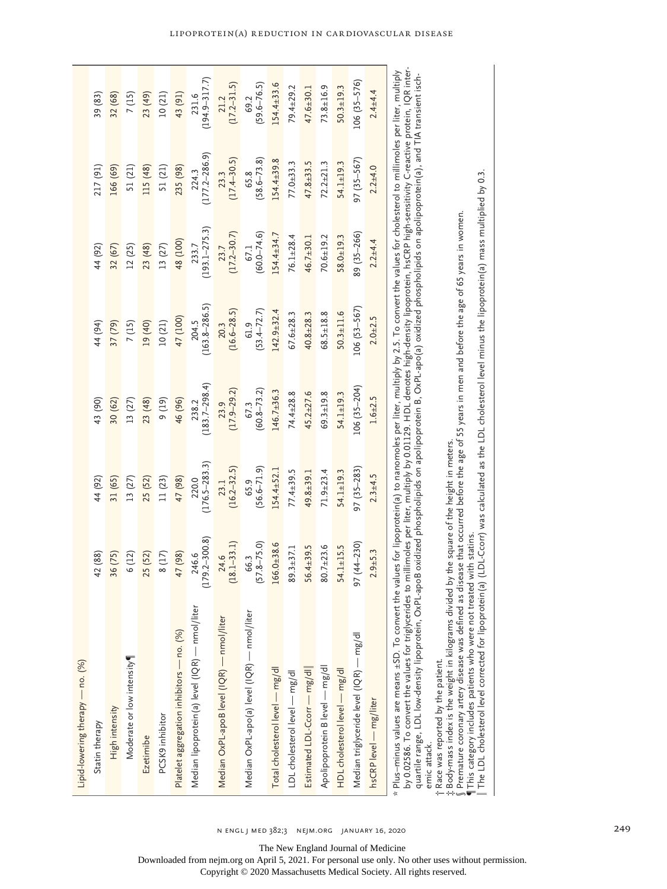| Characteristic | | | | | | |
|---|---|---|---|---|---|---|
| Lipid-lowering therapy — no. (%) | | | | | | |
| Statin therapy | 42 (88) | 44 (92) | 43 (90) | 44 (94) | 44 (92) | 217 (91) | 39 (83) |
| High intensity | 36 (75) | 31 (65) | 30 (62) | 37 (79) | 32 (67) | 166 (69) | 32 (68) |
| Moderate or low intensity¶ | 6 (12) | 13 (27) | 13 (27) | 7 (15) | 12 (25) | 51 (21) | 7 (15) |
| Ezetimibe | 25 (52) | 25 (52) | 23 (48) | 19 (40) | 23 (48) | 115 (48) | 23 (49) |
| PCSK9 inhibitor | 8 (17) | 11 (23) | 9 (19) | 10 (21) | 13 (27) | 51 (21) | 10 (21) |
| Platelet aggregation inhibitors — no. (%) | 47 (98) | 47 (98) | 46 (96) | 47 (100) | 48 (100) | 235 (98) | 43 (91) |
| Median lipoprotein(a) level (IQR) — nmol/liter | 246.6 (179.2–300.8) | 220.0 (176.5–283.3) | 238.2 (183.7–298.4) | 204.5 (163.8–286.5) | 233.7 (193.1–275.3) | 224.3 (177.2–286.9) | 231.6 (194.9–317.7) |
| Median OxPL-apoB level (IQR) — nmol/liter | 24.6 (18.1–33.1) | 23.1 (16.2–32.5) | 23.9 (17.9–29.2) | 20.3 (16.6–28.5) | 23.7 (17.2–30.7) | 23.3 (17.4–30.5) | 21.2 (17.2–31.5) |
| Median OxPL-apo(a) level (IQR) — nmol/liter | 66.3 (57.8–75.0) | 65.9 (56.6–71.9) | 67.3 (60.8–73.2) | 61.9 (53.4–72.7) | 67.1 (60.0–74.6) | 65.8 (58.6–73.8) | 69.2 (59.6–76.5) |
| Total cholesterol level — mg/dl | 166.0±38.6 | 154.4±52.1 | 146.7±36.3 | 142.9±32.4 | 154.4±34.7 | 154.4±39.8 | 154.4±33.6 |
| LDL cholesterol level — mg/dl | 89.3±37.1 | 77.4±39.5 | 74.4±28.8 | 67.6±28.3 | 76.1±28.4 | 77.0±33.3 | 79.4±29.2 |
| Estimated LDL-Ccorr — mg/dl‖ | 56.4±39.5 | 49.8±39.1 | 45.2±27.6 | 40.8±28.3 | 46.7±30.1 | 47.8±33.5 | 47.6±30.1 |
| Apolipoprotein B level — mg/dl | 80.7±23.6 | 71.9±23.4 | 69.3±19.8 | 68.5±18.8 | 70.6±19.2 | 72.2±21.3 | 73.8±16.9 |
| HDL cholesterol level — mg/dl | 54.1±15.5 | 54.1±19.3 | 54.1±19.3 | 50.3±11.6 | 58.0±19.3 | 54.1±19.3 | 50.3±19.3 |
| Median triglyceride level (IQR) — mg/dl | 97 (44–230) | 97 (35–283) | 106 (35–204) | 106 (53–567) | 89 (35–266) | 97 (35–567) | 106 (35–576) |
| hsCRP level — mg/liter | 2.9±5.3 | 2.3±4.5 | 1.6±2.5 | 2.0±2.5 | 2.2±4.4 | 2.2±4.0 | 2.4±4.4 |

* Plus–minus values are means ±SD. To convert the values for lipoprotein(a) to nanomoles per liter, multiply by 2.5. To convert the values for cholesterol to millimoles per liter, multiply by 0.02586. To convert the values for triglycerides to millimoles per liter, multiply by 0.01129. HDL denotes high-density lipoprotein, hsCRP high-sensitivity C-reactive protein, IQR interquartile range, LDL low-density lipoprotein, OxPL-apoB oxidized phospholipids on apolipoprotein B, OxPL-apo(a) oxidized phospholipids on apolipoprotein(a), and TIA transient ischemic attack.

† Race was reported by the patient.

‡ Body-mass index is the weight in kilograms divided by the square of the height in meters.

§ Premature coronary artery disease was defined as disease that occurred before the age of 55 years in men and before the age of 65 years in women.

¶ This category includes patients who were not treated with statins.

‖ The LDL cholesterol level corrected for lipoprotein(a) (LDL-Ccorr) was calculated as the LDL cholesterol level minus the lipoprotein(a) cholesterol level, which was the lipoprotein(a) mass multiplied by 0.3.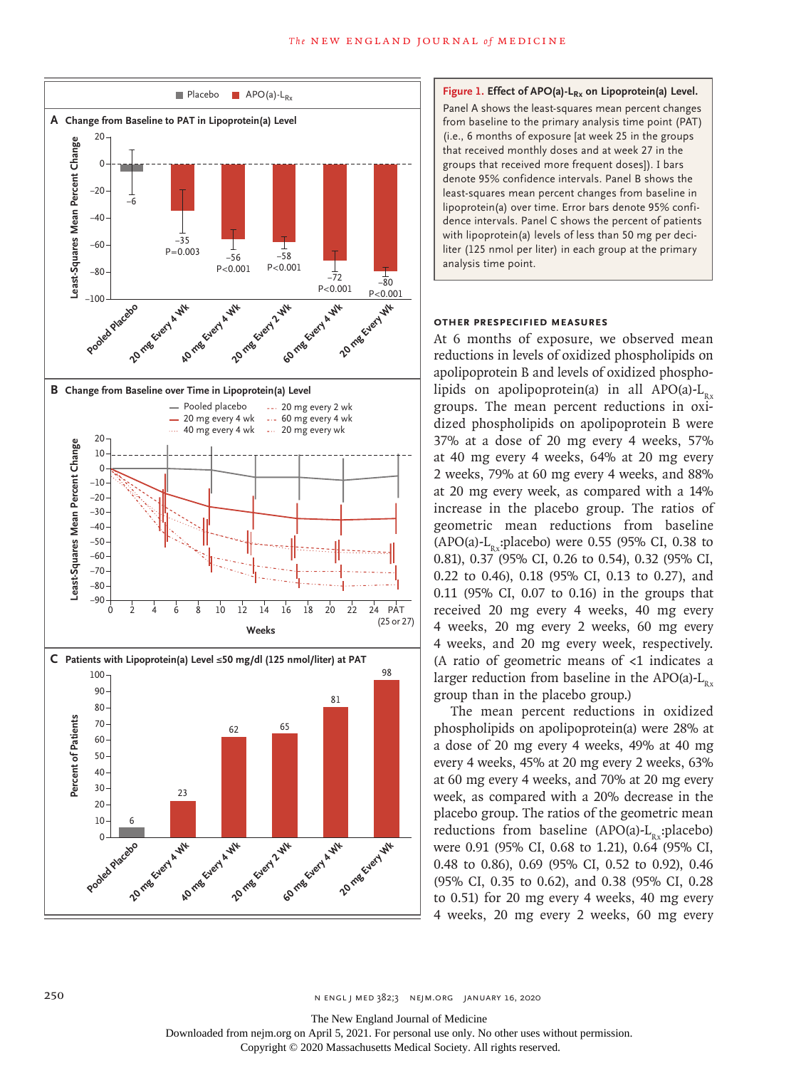**Figure 1. Effect of APO(a)-$L_{Rx}$ on Lipoprotein(a) Level.**

Panel A shows the least-squares mean percent changes from baseline to the primary analysis time point (PAT) (i.e., 6 months of exposure [at week 25 in the groups that received monthly doses and at week 27 in the groups that received more frequent doses]). I bars denote 95% confidence intervals. Panel B shows the least-squares mean percent changes from baseline in lipoprotein(a) over time. Error bars denote 95% confidence intervals. Panel C shows the percent of patients with lipoprotein(a) levels of less than 50 mg per deciliter (125 nmol per liter) in each group at the primary analysis time point.

### OTHER PRESPECIFIED MEASURES

At 6 months of exposure, we observed mean reductions in levels of oxidized phospholipids on apolipoprotein B and levels of oxidized phospholipids on apolipoprotein(a) in all APO(a)-$L_{Rx}$ groups. The mean percent reductions in oxidized phospholipids on apolipoprotein B were 37% at a dose of 20 mg every 4 weeks, 57% at 40 mg every 4 weeks, 64% at 20 mg every 2 weeks, 79% at 60 mg every 4 weeks, and 88% at 20 mg every week, as compared with a 14% increase in the placebo group. The ratios of geometric mean reductions from baseline (APO(a)-$L_{Rx}$:placebo) were 0.55 (95% CI, 0.38 to 0.81), 0.37 (95% CI, 0.26 to 0.54), 0.32 (95% CI, 0.22 to 0.46), 0.18 (95% CI, 0.13 to 0.27), and 0.11 (95% CI, 0.07 to 0.16) in the groups that received 20 mg every 4 weeks, 40 mg every 4 weeks, 20 mg every 2 weeks, 60 mg every 4 weeks, and 20 mg every week, respectively. (A ratio of geometric means of <1 indicates a larger reduction from baseline in the APO(a)-$L_{Rx}$ group than in the placebo group.)

The mean percent reductions in oxidized phospholipids on apolipoprotein(a) were 28% at a dose of 20 mg every 4 weeks, 49% at 40 mg every 4 weeks, 45% at 20 mg every 2 weeks, 63% at 60 mg every 4 weeks, and 70% at 20 mg every week, as compared with a 20% decrease in the placebo group. The ratios of the geometric mean reductions from baseline (APO(a)-$L_{Rx}$:placebo) were 0.91 (95% CI, 0.68 to 1.21), 0.64 (95% CI, 0.48 to 0.86), 0.69 (95% CI, 0.52 to 0.92), 0.46 (95% CI, 0.35 to 0.62), and 0.38 (95% CI, 0.28 to 0.51) for 20 mg every 4 weeks, 40 mg every 4 weeks, 20 mg every 2 weeks, 60 mg every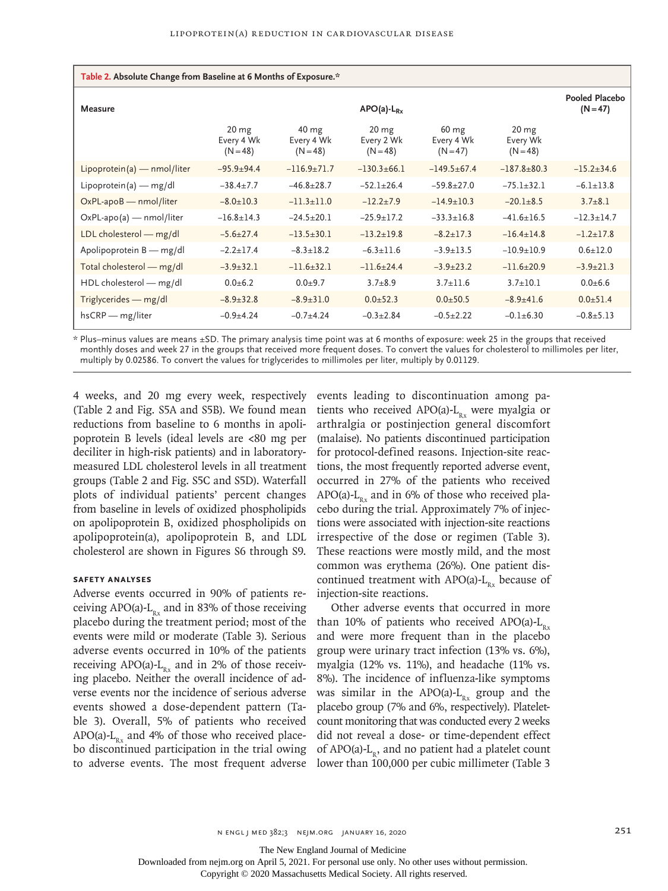**Table 2. Absolute Change from Baseline at 6 Months of Exposure.***

| Measure | APO(a)-$L_{Rx}$ | | | | | Pooled Placebo (N=47) |
|---|---|---|---|---|---|---|
| | 20 mg Every 4 Wk (N=48) | 40 mg Every 4 Wk (N=48) | 20 mg Every 2 Wk (N=48) | 60 mg Every 4 Wk (N=47) | 20 mg Every Wk (N=48) | |
| Lipoprotein(a) — nmol/liter | −95.9±94.4 | −116.9±71.7 | −130.3±66.1 | −149.5±67.4 | −187.8±80.3 | −15.2±34.6 |
| Lipoprotein(a) — mg/dl | −38.4±7.7 | −46.8±28.7 | −52.1±26.4 | −59.8±27.0 | −75.1±32.1 | −6.1±13.8 |
| OxPL-apoB — nmol/liter | −8.0±10.3 | −11.3±11.0 | −12.2±7.9 | −14.9±10.3 | −20.1±8.5 | 3.7±8.1 |
| OxPL-apo(a) — nmol/liter | −16.8±14.3 | −24.5±20.1 | −25.9±17.2 | −33.3±16.8 | −41.6±16.5 | −12.3±14.7 |
| LDL cholesterol — mg/dl | −5.6±27.4 | −13.5±30.1 | −13.2±19.8 | −8.2±17.3 | −16.4±14.8 | −1.2±17.8 |
| Apolipoprotein B — mg/dl | −2.2±17.4 | −8.3±18.2 | −6.3±11.6 | −3.9±13.5 | −10.9±10.9 | 0.6±12.0 |
| Total cholesterol — mg/dl | −3.9±32.1 | −11.6±32.1 | −11.6±24.4 | −3.9±23.2 | −11.6±20.9 | −3.9±21.3 |
| HDL cholesterol — mg/dl | 0.0±6.2 | 0.0±9.7 | 3.7±8.9 | 3.7±11.6 | 3.7±10.1 | 0.0±6.6 |
| Triglycerides — mg/dl | −8.9±32.8 | −8.9±31.0 | 0.0±52.3 | 0.0±50.5 | −8.9±41.6 | 0.0±51.4 |
| hsCRP — mg/liter | −0.9±4.24 | −0.7±4.24 | −0.3±2.84 | −0.5±2.22 | −0.1±6.30 | −0.8±5.13 |

\* Plus–minus values are means ±SD. The primary analysis time point was at 6 months of exposure: week 25 in the groups that received monthly doses and week 27 in the groups that received more frequent doses. To convert the values for cholesterol to millimoles per liter, multiply by 0.02586. To convert the values for triglycerides to millimoles per liter, multiply by 0.01129.

4 weeks, and 20 mg every week, respectively (Table 2 and Fig. S5A and S5B). We found mean reductions from baseline to 6 months in apolipoprotein B levels (ideal levels are <80 mg per deciliter in high-risk patients) and in laboratory-measured LDL cholesterol levels in all treatment groups (Table 2 and Fig. S5C and S5D). Waterfall plots of individual patients' percent changes from baseline in levels of oxidized phospholipids on apolipoprotein B, oxidized phospholipids on apolipoprotein(a), apolipoprotein B, and LDL cholesterol are shown in Figures S6 through S9.

### SAFETY ANALYSES

Adverse events occurred in 90% of patients receiving APO(a)-$L_{Rx}$ and in 83% of those receiving placebo during the treatment period; most of the events were mild or moderate (Table 3). Serious adverse events occurred in 10% of the patients receiving APO(a)-$L_{Rx}$ and in 2% of those receiving placebo. Neither the overall incidence of adverse events nor the incidence of serious adverse events showed a dose-dependent pattern (Table 3). Overall, 5% of patients who received APO(a)-$L_{Rx}$ and 4% of those who received placebo discontinued participation in the trial owing to adverse events. The most frequent adverse events leading to discontinuation among patients who received APO(a)-$L_{Rx}$ were myalgia or arthralgia or postinjection general discomfort (malaise). No patients discontinued participation for protocol-defined reasons. Injection-site reactions, the most frequently reported adverse event, occurred in 27% of the patients who received APO(a)-$L_{Rx}$ and in 6% of those who received placebo during the trial. Approximately 7% of injections were associated with injection-site reactions irrespective of the dose or regimen (Table 3). These reactions were mostly mild, and the most common was erythema (26%). One patient discontinued treatment with APO(a)-$L_{Rx}$ because of injection-site reactions.

Other adverse events that occurred in more than 10% of patients who received APO(a)-$L_{Rx}$ and were more frequent than in the placebo group were urinary tract infection (13% vs. 6%), myalgia (12% vs. 11%), and headache (11% vs. 8%). The incidence of influenza-like symptoms was similar in the APO(a)-$L_{Rx}$ group and the placebo group (7% and 6%, respectively). Platelet-count monitoring that was conducted every 2 weeks did not reveal a dose- or time-dependent effect of APO(a)-$L_{R}$, and no patient had a platelet count lower than 100,000 per cubic millimeter (Table 3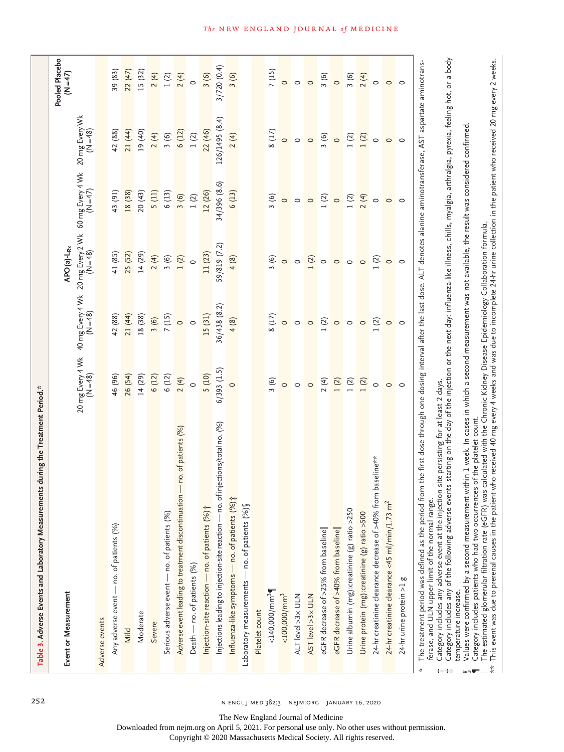**Table 3. Adverse Events and Laboratory Measurements during the Treatment Period.***

| Event or Measurement | APO(a)-L$_{Rx}$ | | | | | Pooled Placebo (N=47) |
|---|---|---|---|---|---|---|
| | 20 mg Every 4 Wk (N=48) | 40 mg Every 4 Wk (N=48) | 20 mg Every 2 Wk (N=48) | 60 mg Every 4 Wk (N=47) | 20 mg Every Wk (N=48) | |
| **Adverse events** | | | | | | |
| Any adverse event — no. of patients (%) | 46 (96) | 42 (88) | 41 (85) | 43 (91) | 42 (88) | 39 (83) |
| Mild | 26 (54) | 21 (44) | 25 (52) | 18 (38) | 21 (44) | 22 (47) |
| Moderate | 14 (29) | 18 (38) | 14 (29) | 20 (43) | 19 (40) | 15 (32) |
| Severe | 6 (12) | 3 (6) | 2 (4) | 5 (11) | 2 (4) | 2 (4) |
| Serious adverse event — no. of patients (%) | 6 (12) | 7 (15) | 3 (6) | 6 (13) | 3 (6) | 1 (2) |
| Adverse event leading to treatment discontinuation — no. of patients (%) | 2 (4) | 0 | 1 (2) | 3 (6) | 6 (12) | 2 (4) |
| Death — no. of patients (%) | 0 | 0 | 0 | 1 (2) | 1 (2) | 0 |
| Injection-site reaction — no. of patients (%)† | 5 (10) | 15 (31) | 11 (23) | 12 (26) | 22 (46) | 3 (6) |
| Injections leading to injection-site reaction — no. of injections/total no. (%) | 6/393 (1.5) | 36/438 (8.2) | 59/819 (7.2) | 34/396 (8.6) | 126/1495 (8.4) | 3/720 (0.4) |
| Influenza-like symptoms — no. of patients (%)‡ | 0 | 4 (8) | 4 (8) | 6 (13) | 2 (4) | 3 (6) |
| **Laboratory measurements — no. of patients (%)§** | | | | | | |
| Platelet count | | | | | | |
| <140,000/mm³¶ | 3 (6) | 8 (17) | 3 (6) | 3 (6) | 8 (17) | 7 (15) |
| <100,000/mm³ | 0 | 0 | 0 | 0 | 0 | 0 |
| ALT level >3× ULN | 0 | 0 | 0 | 0 | 0 | 0 |
| AST level >3× ULN | 0 | 0 | 1 (2) | 0 | 0 | 0 |
| eGFR decrease of >25% from baseline‖ | 2 (4) | 1 (2) | 0 | 1 (2) | 3 (6) | 3 (6) |
| eGFR decrease of >40% from baseline‖ | 1 (2) | 0 | 0 | 0 | 0 | 0 |
| Urine albumin (mg):creatinine (g) ratio >250 | 1 (2) | 0 | 0 | 1 (2) | 1 (2) | 3 (6) |
| Urine protein (mg):creatinine (g) ratio >500 | 1 (2) | 0 | 0 | 2 (4) | 1 (2) | 2 (4) |
| 24-hr creatinine clearance decrease of >40% from baseline** | 0 | 1 (2) | 1 (2) | 0 | 0 | 0 |
| 24-hr creatinine clearance <45 ml/min/1.73 m² | 0 | 0 | 0 | 0 | 0 | 0 |
| 24-hr urine protein >1 g | 0 | 0 | 0 | 0 | 0 | 0 |

\* The treatment period was defined as the period from the first dose through one dosing interval after the last dose. ALT denotes alanine aminotransferase, AST aspartate aminotransferase, and ULN upper limit of the normal range.

† Category includes any adverse event at the injection site persisting for at least 2 days.

‡ Category includes any of the following adverse events starting on the day of the injection or the next day: influenza-like illness, chills, myalgia, arthralgia, pyrexia, feeling hot, or a body temperature increase.

§ Values were confirmed by a second measurement within 1 week. In cases in which a second measurement was not available, the result was considered confirmed.

¶ Category includes patients who had two occurrences of the platelet count.

‖ The estimated glomerular filtration rate (eGFR) was calculated with the Chronic Kidney Disease Epidemiology Collaboration formula.

\*\* This event was due to prerenal causes in the patient who received 40 mg every 4 weeks and was due to incomplete 24-hr urine collection in the patient who received 20 mg every 2 weeks.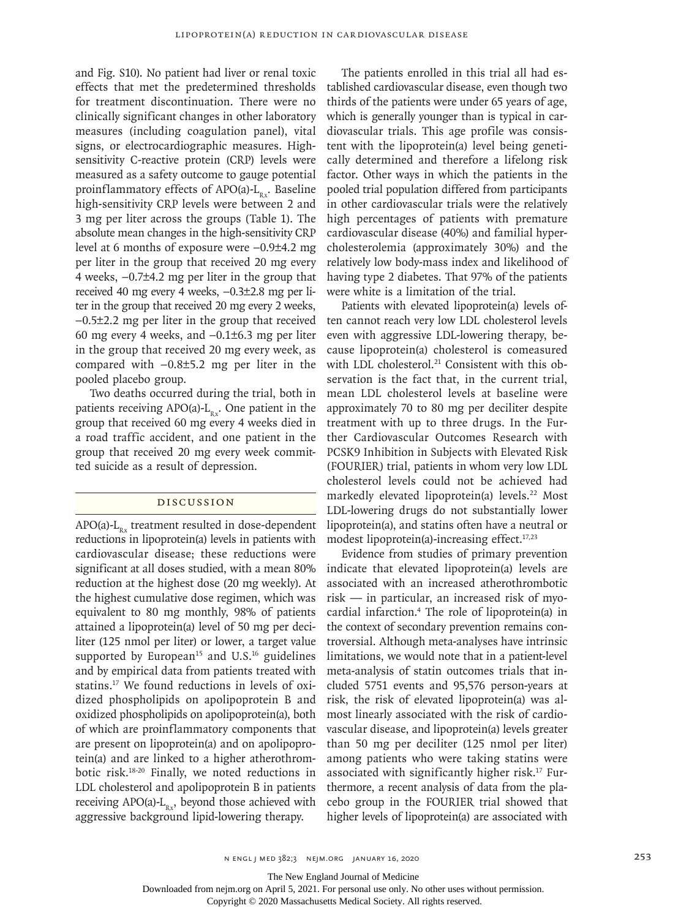and Fig. S10). No patient had liver or renal toxic effects that met the predetermined thresholds for treatment discontinuation. There were no clinically significant changes in other laboratory measures (including coagulation panel), vital signs, or electrocardiographic measures. High-sensitivity C-reactive protein (CRP) levels were measured as a safety outcome to gauge potential proinflammatory effects of APO(a)-$L_{Rx}$. Baseline high-sensitivity CRP levels were between 2 and 3 mg per liter across the groups (Table 1). The absolute mean changes in the high-sensitivity CRP level at 6 months of exposure were −0.9±4.2 mg per liter in the group that received 20 mg every 4 weeks, −0.7±4.2 mg per liter in the group that received 40 mg every 4 weeks, −0.3±2.8 mg per liter in the group that received 20 mg every 2 weeks, −0.5±2.2 mg per liter in the group that received 60 mg every 4 weeks, and −0.1±6.3 mg per liter in the group that received 20 mg every week, as compared with −0.8±5.2 mg per liter in the pooled placebo group.

Two deaths occurred during the trial, both in patients receiving APO(a)-$L_{Rx}$. One patient in the group that received 60 mg every 4 weeks died in a road traffic accident, and one patient in the group that received 20 mg every week committed suicide as a result of depression.

## Discussion

APO(a)-$L_{Rx}$ treatment resulted in dose-dependent reductions in lipoprotein(a) levels in patients with cardiovascular disease; these reductions were significant at all doses studied, with a mean 80% reduction at the highest dose (20 mg weekly). At the highest cumulative dose regimen, which was equivalent to 80 mg monthly, 98% of patients attained a lipoprotein(a) level of 50 mg per deciliter (125 nmol per liter) or lower, a target value supported by European[15] and U.S.[16] guidelines and by empirical data from patients treated with statins.[17] We found reductions in levels of oxidized phospholipids on apolipoprotein B and oxidized phospholipids on apolipoprotein(a), both of which are proinflammatory components that are present on lipoprotein(a) and on apolipoprotein(a) and are linked to a higher atherothrombotic risk.[18-20] Finally, we noted reductions in LDL cholesterol and apolipoprotein B in patients receiving APO(a)-$L_{Rx}$, beyond those achieved with aggressive background lipid-lowering therapy.

The patients enrolled in this trial all had established cardiovascular disease, even though two thirds of the patients were under 65 years of age, which is generally younger than is typical in cardiovascular trials. This age profile was consistent with the lipoprotein(a) level being genetically determined and therefore a lifelong risk factor. Other ways in which the patients in the pooled trial population differed from participants in other cardiovascular trials were the relatively high percentages of patients with premature cardiovascular disease (40%) and familial hypercholesterolemia (approximately 30%) and the relatively low body-mass index and likelihood of having type 2 diabetes. That 97% of the patients were white is a limitation of the trial.

Patients with elevated lipoprotein(a) levels often cannot reach very low LDL cholesterol levels even with aggressive LDL-lowering therapy, because lipoprotein(a) cholesterol is comeasured with LDL cholesterol.[21] Consistent with this observation is the fact that, in the current trial, mean LDL cholesterol levels at baseline were approximately 70 to 80 mg per deciliter despite treatment with up to three drugs. In the Further Cardiovascular Outcomes Research with PCSK9 Inhibition in Subjects with Elevated Risk (FOURIER) trial, patients in whom very low LDL cholesterol levels could not be achieved had markedly elevated lipoprotein(a) levels.[22] Most LDL-lowering drugs do not substantially lower lipoprotein(a), and statins often have a neutral or modest lipoprotein(a)-increasing effect.[17,23]

Evidence from studies of primary prevention indicate that elevated lipoprotein(a) levels are associated with an increased atherothrombotic risk — in particular, an increased risk of myocardial infarction.[4] The role of lipoprotein(a) in the context of secondary prevention remains controversial. Although meta-analyses have intrinsic limitations, we would note that in a patient-level meta-analysis of statin outcomes trials that included 5751 events and 95,576 person-years at risk, the risk of elevated lipoprotein(a) was almost linearly associated with the risk of cardiovascular disease, and lipoprotein(a) levels greater than 50 mg per deciliter (125 nmol per liter) among patients who were taking statins were associated with significantly higher risk.[17] Furthermore, a recent analysis of data from the placebo group in the FOURIER trial showed that higher levels of lipoprotein(a) are associated with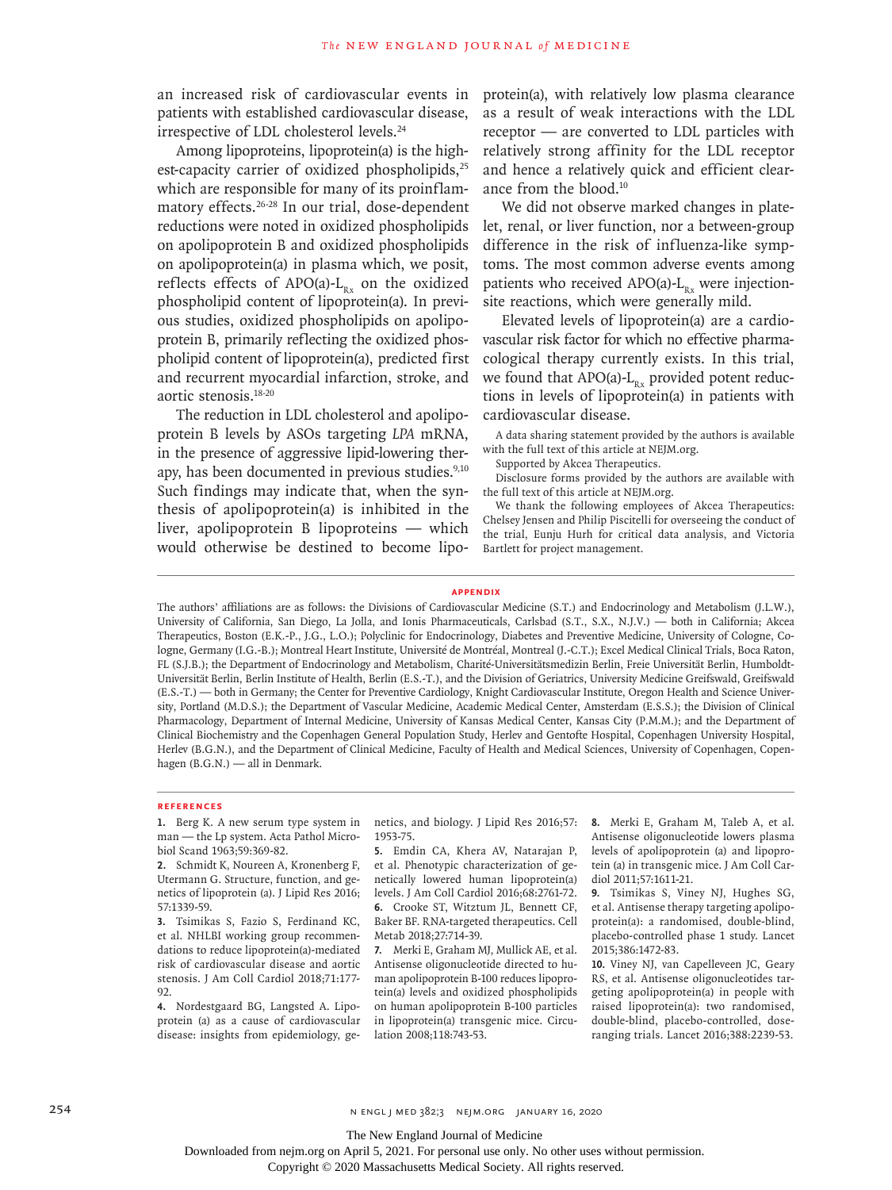an increased risk of cardiovascular events in patients with established cardiovascular disease, irrespective of LDL cholesterol levels.[24]

Among lipoproteins, lipoprotein(a) is the highest-capacity carrier of oxidized phospholipids,[25] which are responsible for many of its proinflammatory effects.[26-28] In our trial, dose-dependent reductions were noted in oxidized phospholipids on apolipoprotein B and oxidized phospholipids on apolipoprotein(a) in plasma which, we posit, reflects effects of APO(a)-$L_{Rx}$ on the oxidized phospholipid content of lipoprotein(a). In previous studies, oxidized phospholipids on apolipoprotein B, primarily reflecting the oxidized phospholipid content of lipoprotein(a), predicted first and recurrent myocardial infarction, stroke, and aortic stenosis.[18-20]

The reduction in LDL cholesterol and apolipoprotein B levels by ASOs targeting *LPA* mRNA, in the presence of aggressive lipid-lowering therapy, has been documented in previous studies.[9,10] Such findings may indicate that, when the synthesis of apolipoprotein(a) is inhibited in the liver, apolipoprotein B lipoproteins — which would otherwise be destined to become lipoprotein(a), with relatively low plasma clearance as a result of weak interactions with the LDL receptor — are converted to LDL particles with relatively strong affinity for the LDL receptor and hence a relatively quick and efficient clearance from the blood.[10]

We did not observe marked changes in platelet, renal, or liver function, nor a between-group difference in the risk of influenza-like symptoms. The most common adverse events among patients who received APO(a)-$L_{Rx}$ were injection-site reactions, which were generally mild.

Elevated levels of lipoprotein(a) are a cardiovascular risk factor for which no effective pharmacological therapy currently exists. In this trial, we found that APO(a)-$L_{Rx}$ provided potent reductions in levels of lipoprotein(a) in patients with cardiovascular disease.

A data sharing statement provided by the authors is available with the full text of this article at NEJM.org.

Supported by Akcea Therapeutics.

Disclosure forms provided by the authors are available with the full text of this article at NEJM.org.

We thank the following employees of Akcea Therapeutics: Chelsey Jensen and Philip Piscitelli for overseeing the conduct of the trial, Eunju Hurh for critical data analysis, and Victoria Bartlett for project management.

## Appendix

The authors' affiliations are as follows: the Divisions of Cardiovascular Medicine (S.T.) and Endocrinology and Metabolism (J.L.W.), University of California, San Diego, La Jolla, and Ionis Pharmaceuticals, Carlsbad (S.T., S.X., N.J.V.) — both in California; Akcea Therapeutics, Boston (E.K.-P., J.G., L.O.); Polyclinic for Endocrinology, Diabetes and Preventive Medicine, University of Cologne, Cologne, Germany (I.G.-B.); Montreal Heart Institute, Université de Montréal, Montreal (J.-C.T.); Excel Medical Clinical Trials, Boca Raton, FL (S.J.B.); the Department of Endocrinology and Metabolism, Charité-Universitätsmedizin Berlin, Freie Universität Berlin, Humboldt-Universität Berlin, Berlin Institute of Health, Berlin (E.S.-T.), and the Division of Geriatrics, University Medicine Greifswald, Greifswald (E.S.-T.) — both in Germany; the Center for Preventive Cardiology, Knight Cardiovascular Institute, Oregon Health and Science University, Portland (M.D.S.); the Department of Vascular Medicine, Academic Medical Center, Amsterdam (E.S.S.); the Division of Clinical Pharmacology, Department of Internal Medicine, University of Kansas Medical Center, Kansas City (P.M.M.); and the Department of Clinical Biochemistry and the Copenhagen General Population Study, Herlev and Gentofte Hospital, Copenhagen University Hospital, Herlev (B.G.N.), and the Department of Clinical Medicine, Faculty of Health and Medical Sciences, University of Copenhagen, Copenhagen (B.G.N.) — all in Denmark.

## References

1. Berg K. A new serum type system in man — the Lp system. Acta Pathol Microbiol Scand 1963;59:369-82.
2. Schmidt K, Noureen A, Kronenberg F, Utermann G. Structure, function, and genetics of lipoprotein (a). J Lipid Res 2016;57:1339-59.
3. Tsimikas S, Fazio S, Ferdinand KC, et al. NHLBI working group recommendations to reduce lipoprotein(a)-mediated risk of cardiovascular disease and aortic stenosis. J Am Coll Cardiol 2018;71:177-92.
4. Nordestgaard BG, Langsted A. Lipoprotein (a) as a cause of cardiovascular disease: insights from epidemiology, genetics, and biology. J Lipid Res 2016;57:1953-75.
5. Emdin CA, Khera AV, Natarajan P, et al. Phenotypic characterization of genetically lowered human lipoprotein(a) levels. J Am Coll Cardiol 2016;68:2761-72.
6. Crooke ST, Witztum JL, Bennett CF, Baker BF. RNA-targeted therapeutics. Cell Metab 2018;27:714-39.
7. Merki E, Graham MJ, Mullick AE, et al. Antisense oligonucleotide directed to human apolipoprotein B-100 reduces lipoprotein(a) levels and oxidized phospholipids on human apolipoprotein B-100 particles in lipoprotein(a) transgenic mice. Circulation 2008;118:743-53.
8. Merki E, Graham M, Taleb A, et al. Antisense oligonucleotide lowers plasma levels of apolipoprotein (a) and lipoprotein (a) in transgenic mice. J Am Coll Cardiol 2011;57:1611-21.
9. Tsimikas S, Viney NJ, Hughes SG, et al. Antisense therapy targeting apolipoprotein(a): a randomised, double-blind, placebo-controlled phase 1 study. Lancet 2015;386:1472-83.
10. Viney NJ, van Capelleveen JC, Geary RS, et al. Antisense oligonucleotides targeting apolipoprotein(a) in people with raised lipoprotein(a): two randomised, double-blind, placebo-controlled, dose-ranging trials. Lancet 2016;388:2239-53.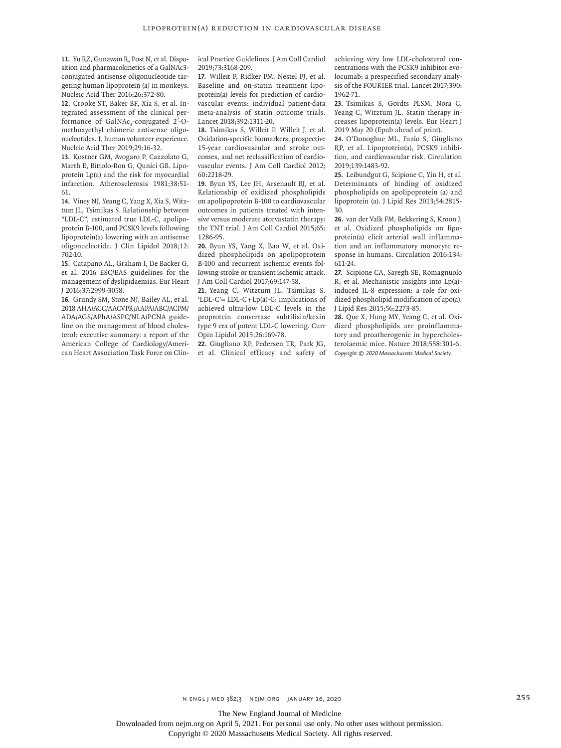11. Yu RZ, Gunawan R, Post N, et al. Disposition and pharmacokinetics of a GalNAc3-conjugated antisense oligonucleotide targeting human lipoprotein (a) in monkeys. Nucleic Acid Ther 2016;26:372-80.

12. Crooke ST, Baker BF, Xia S, et al. Integrated assessment of the clinical performance of $GalNAc_3$-conjugated 2′-O-methoxyethyl chimeric antisense oligonucleotides. I. human volunteer experience. Nucleic Acid Ther 2019;29:16-32.

13. Kostner GM, Avogaro P, Cazzolato G, Marth E, Bittolo-Bon G, Qunici GB. Lipoprotein Lp(a) and the risk for myocardial infarction. Atherosclerosis 1981;38:51-61.

14. Viney NJ, Yeang C, Yang X, Xia S, Witztum JL, Tsimikas S. Relationship between "LDL-C", estimated true LDL-C, apolipoprotein B-100, and PCSK9 levels following lipoprotein(a) lowering with an antisense oligonucleotide. J Clin Lipidol 2018;12:702-10.

15. Catapano AL, Graham I, De Backer G, et al. 2016 ESC/EAS guidelines for the management of dyslipidaemias. Eur Heart J 2016;37:2999-3058.

16. Grundy SM, Stone NJ, Bailey AL, et al. 2018 AHA/ACC/AACVPR/AAPA/ABC/ACPM/ADA/AGS/APhA/ASPC/NLA/PCNA guideline on the management of blood cholesterol: executive summary: a report of the American College of Cardiology/American Heart Association Task Force on Clinical Practice Guidelines. J Am Coll Cardiol 2019;73:3168-209.

17. Willeit P, Ridker PM, Nestel PJ, et al. Baseline and on-statin treatment lipoprotein(a) levels for prediction of cardiovascular events: individual patient-data meta-analysis of statin outcome trials. Lancet 2018;392:1311-20.

18. Tsimikas S, Willeit P, Willeit J, et al. Oxidation-specific biomarkers, prospective 15-year cardiovascular and stroke outcomes, and net reclassification of cardiovascular events. J Am Coll Cardiol 2012;60:2218-29.

19. Byun YS, Lee JH, Arsenault BJ, et al. Relationship of oxidized phospholipids on apolipoprotein B-100 to cardiovascular outcomes in patients treated with intensive versus moderate atorvastatin therapy: the TNT trial. J Am Coll Cardiol 2015;65:1286-95.

20. Byun YS, Yang X, Bao W, et al. Oxidized phospholipids on apolipoprotein B-100 and recurrent ischemic events following stroke or transient ischemic attack. J Am Coll Cardiol 2017;69:147-58.

21. Yeang C, Witztum JL, Tsimikas S. 'LDL-C'= LDL-C+Lp(a)-C: implications of achieved ultra-low LDL-C levels in the proprotein convertase subtilisin/kexin type 9 era of potent LDL-C lowering. Curr Opin Lipidol 2015;26:169-78.

22. Giugliano RP, Pedersen TR, Park JG, et al. Clinical efficacy and safety of achieving very low LDL-cholesterol concentrations with the PCSK9 inhibitor evolocumab: a prespecified secondary analysis of the FOURIER trial. Lancet 2017;390:1962-71.

23. Tsimikas S, Gordts PLSM, Nora C, Yeang C, Witztum JL. Statin therapy increases lipoprotein(a) levels. Eur Heart J 2019 May 20 (Epub ahead of print).

24. O'Donoghue ML, Fazio S, Giugliano RP, et al. Lipoprotein(a), PCSK9 inhibition, and cardiovascular risk. Circulation 2019;139:1483-92.

25. Leibundgut G, Scipione C, Yin H, et al. Determinants of binding of oxidized phospholipids on apolipoprotein (a) and lipoprotein (a). J Lipid Res 2013;54:2815-30.

26. van der Valk FM, Bekkering S, Kroon J, et al. Oxidized phospholipids on lipoprotein(a) elicit arterial wall inflammation and an inflammatory monocyte response in humans. Circulation 2016;134:611-24.

27. Scipione CA, Sayegh SE, Romagnuolo R, et al. Mechanistic insights into Lp(a)-induced IL-8 expression: a role for oxidized phospholipid modification of apo(a). J Lipid Res 2015;56:2273-85.

28. Que X, Hung MY, Yeang C, et al. Oxidized phospholipids are proinflammatory and proatherogenic in hypercholesterolaemic mice. Nature 2018;558:301-6.

*Copyright © 2020 Massachusetts Medical Society.*